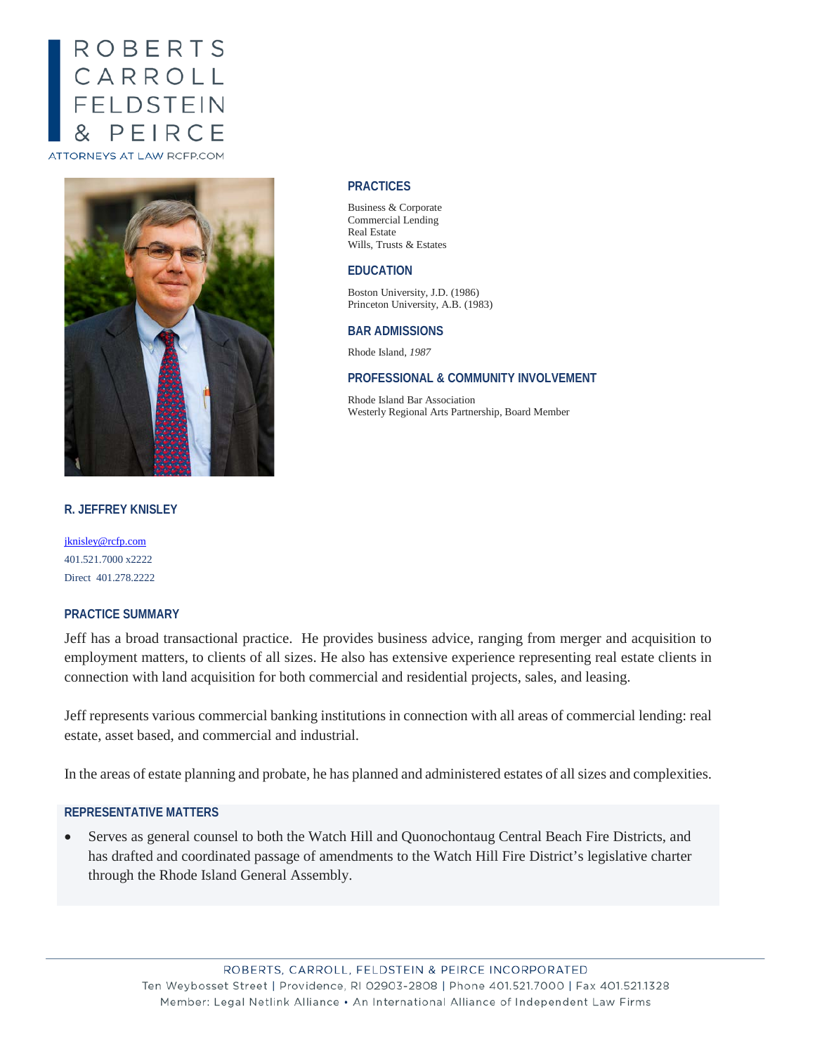ROBERTS
CARROLL
FELDSTEIN
& PEIRCE

ATTORNEYS AT LAW RCFP.COM

## PRACTICES

Business & Corporate
Commercial Lending
Real Estate
Wills, Trusts & Estates

## EDUCATION

Boston University, J.D. (1986)
Princeton University, A.B. (1983)

## BAR ADMISSIONS

Rhode Island, *1987*

## PROFESSIONAL & COMMUNITY INVOLVEMENT

Rhode Island Bar Association
Westerly Regional Arts Partnership, Board Member

# R. JEFFREY KNISLEY

jknisley@rcfp.com
401.521.7000 x2222
Direct 401.278.2222

## PRACTICE SUMMARY

Jeff has a broad transactional practice. He provides business advice, ranging from merger and acquisition to employment matters, to clients of all sizes. He also has extensive experience representing real estate clients in connection with land acquisition for both commercial and residential projects, sales, and leasing.

Jeff represents various commercial banking institutions in connection with all areas of commercial lending: real estate, asset based, and commercial and industrial.

In the areas of estate planning and probate, he has planned and administered estates of all sizes and complexities.

## REPRESENTATIVE MATTERS

- Serves as general counsel to both the Watch Hill and Quonochontaug Central Beach Fire Districts, and has drafted and coordinated passage of amendments to the Watch Hill Fire District's legislative charter through the Rhode Island General Assembly.

ROBERTS, CARROLL, FELDSTEIN & PEIRCE INCORPORATED
Ten Weybosset Street | Providence, RI 02903-2808 | Phone 401.521.7000 | Fax 401.521.1328
Member: Legal Netlink Alliance • An International Alliance of Independent Law Firms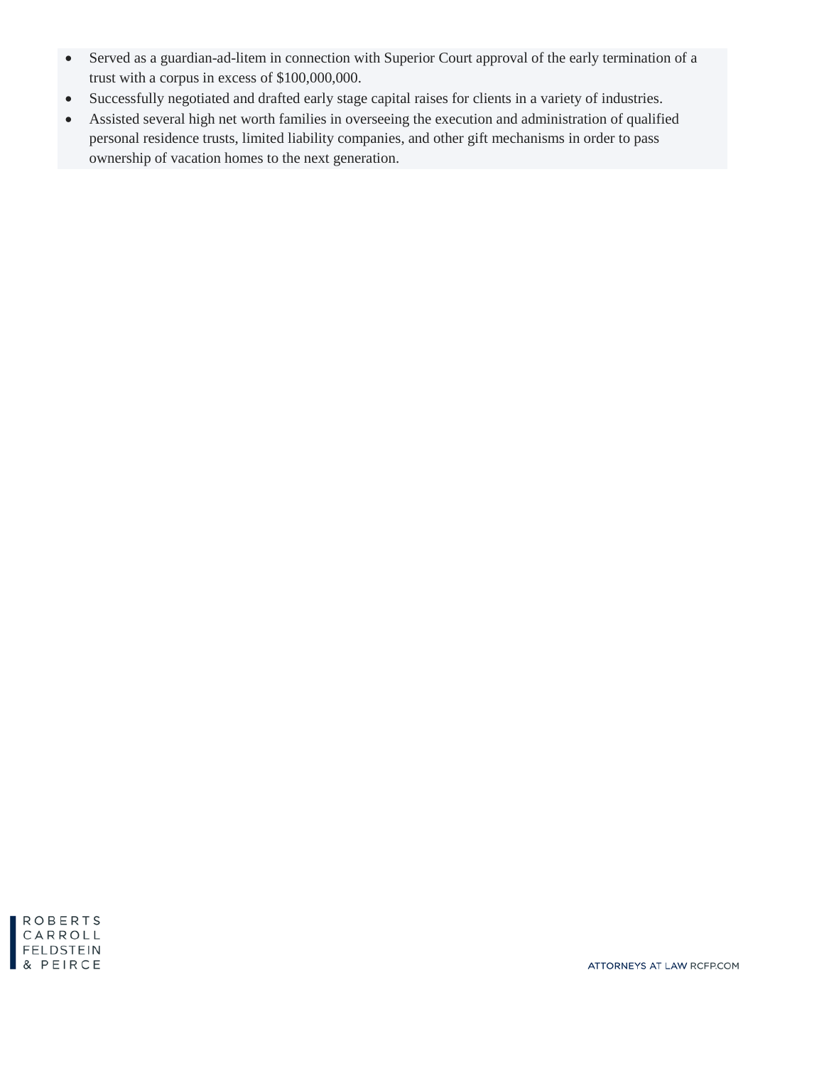- Served as a guardian-ad-litem in connection with Superior Court approval of the early termination of a trust with a corpus in excess of $100,000,000.
- Successfully negotiated and drafted early stage capital raises for clients in a variety of industries.
- Assisted several high net worth families in overseeing the execution and administration of qualified personal residence trusts, limited liability companies, and other gift mechanisms in order to pass ownership of vacation homes to the next generation.